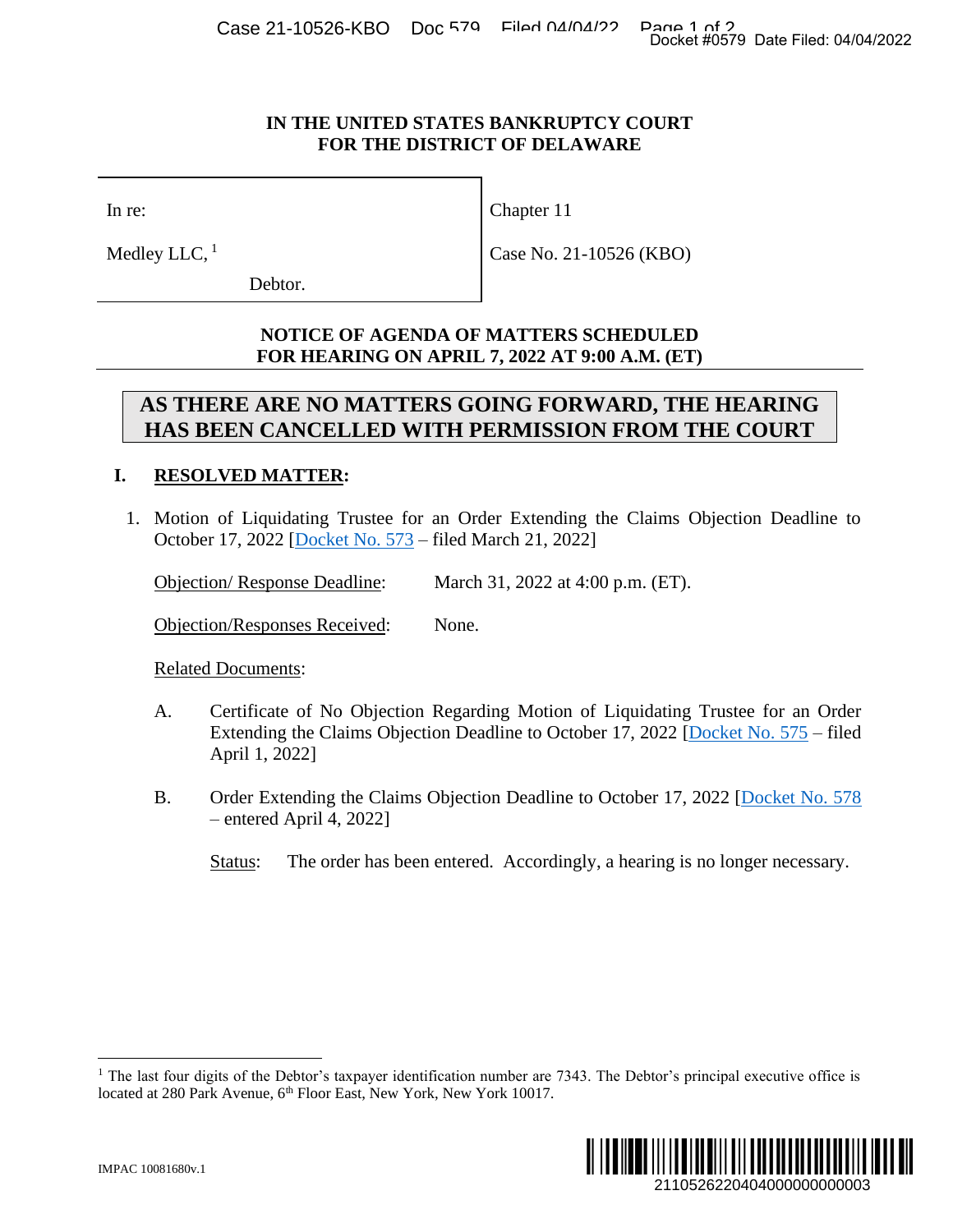# IN THE UNITED STATES BANKRUPTCY COURT FOR THE DISTRICT OF DELAWARE

| In re: | Chapter 11 |
|---|---|
| Medley LLC, [1] | Case No. 21-10526 (KBO) |
| Debtor. | |

## NOTICE OF AGENDA OF MATTERS SCHEDULED FOR HEARING ON APRIL 7, 2022 AT 9:00 A.M. (ET)

**AS THERE ARE NO MATTERS GOING FORWARD, THE HEARING HAS BEEN CANCELLED WITH PERMISSION FROM THE COURT**

## I. RESOLVED MATTER:

1. Motion of Liquidating Trustee for an Order Extending the Claims Objection Deadline to October 17, 2022 [Docket No. 573 – filed March 21, 2022]

   Objection/ Response Deadline: March 31, 2022 at 4:00 p.m. (ET).

   Objection/Responses Received: None.

   Related Documents:

   A. Certificate of No Objection Regarding Motion of Liquidating Trustee for an Order Extending the Claims Objection Deadline to October 17, 2022 [Docket No. 575 – filed April 1, 2022]

   B. Order Extending the Claims Objection Deadline to October 17, 2022 [Docket No. 578 – entered April 4, 2022]

   Status: The order has been entered. Accordingly, a hearing is no longer necessary.

---

[1] The last four digits of the Debtor's taxpayer identification number are 7343. The Debtor's principal executive office is located at 280 Park Avenue, 6th Floor East, New York, New York 10017.

IMPAC 10081680v.1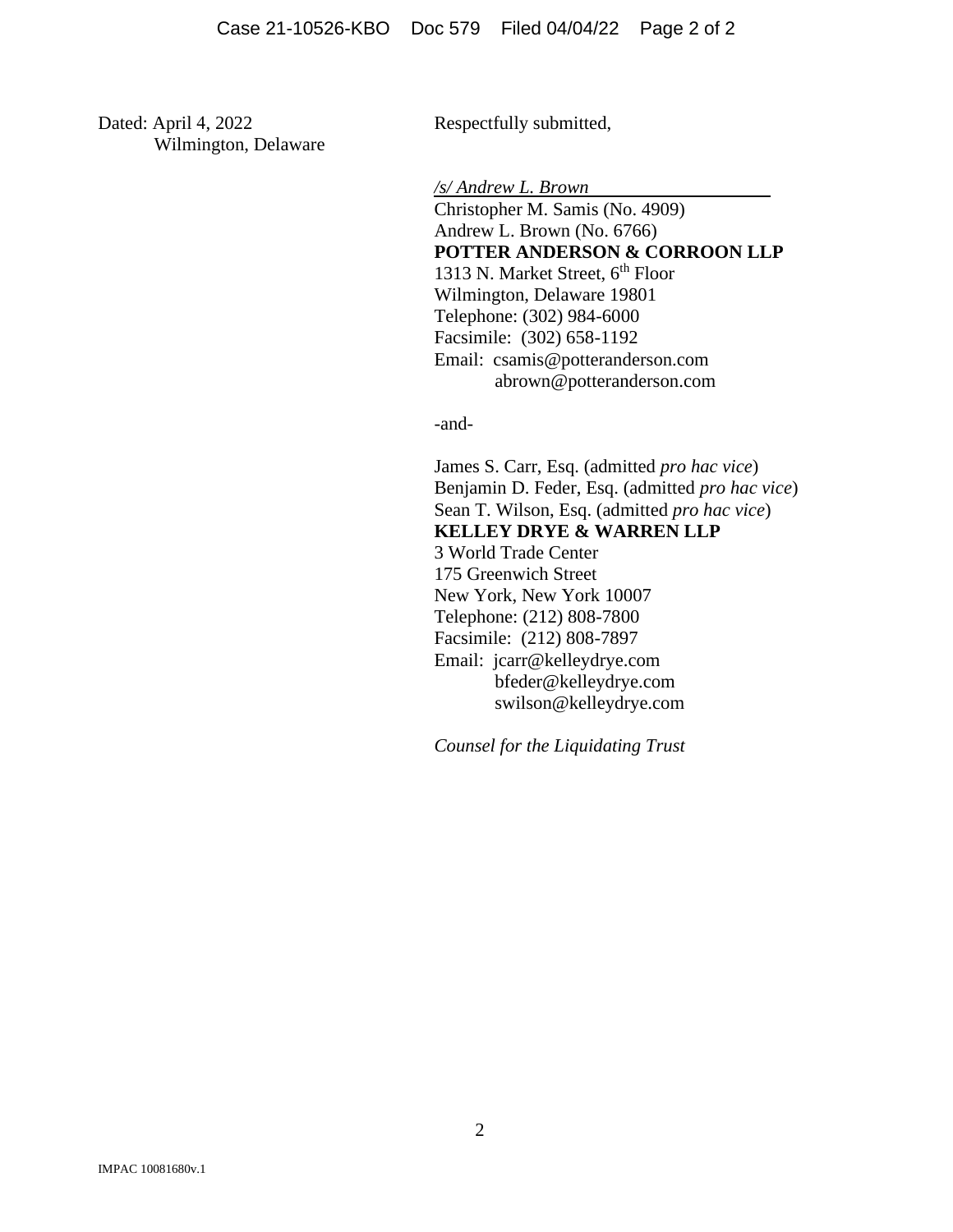Dated: April 4, 2022
Wilmington, Delaware

Respectfully submitted,

*/s/ Andrew L. Brown*
Christopher M. Samis (No. 4909)
Andrew L. Brown (No. 6766)
**POTTER ANDERSON & CORROON LLP**
1313 N. Market Street, 6th Floor
Wilmington, Delaware 19801
Telephone: (302) 984-6000
Facsimile: (302) 658-1192
Email: csamis@potteranderson.com
abrown@potteranderson.com

-and-

James S. Carr, Esq. (admitted *pro hac vice*)
Benjamin D. Feder, Esq. (admitted *pro hac vice*)
Sean T. Wilson, Esq. (admitted *pro hac vice*)
**KELLEY DRYE & WARREN LLP**
3 World Trade Center
175 Greenwich Street
New York, New York 10007
Telephone: (212) 808-7800
Facsimile: (212) 808-7897
Email: jcarr@kelleydrye.com
bfeder@kelleydrye.com
swilson@kelleydrye.com

*Counsel for the Liquidating Trust*

IMPAC 10081680v.1